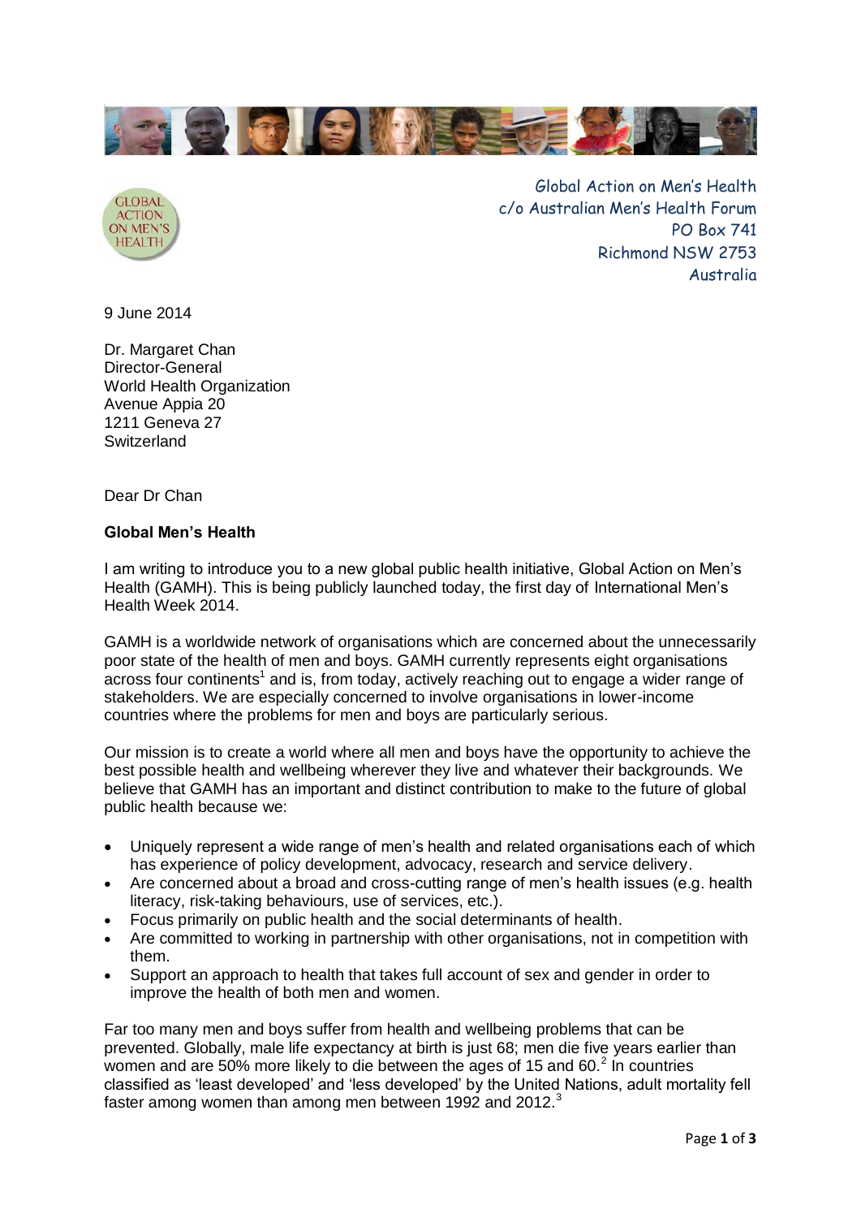GLOBAL ACTION ON MEN'S HEALTH

Global Action on Men's Health
c/o Australian Men's Health Forum
PO Box 741
Richmond NSW 2753
Australia

9 June 2014

Dr. Margaret Chan
Director-General
World Health Organization
Avenue Appia 20
1211 Geneva 27
Switzerland

Dear Dr Chan

**Global Men's Health**

I am writing to introduce you to a new global public health initiative, Global Action on Men's Health (GAMH). This is being publicly launched today, the first day of International Men's Health Week 2014.

GAMH is a worldwide network of organisations which are concerned about the unnecessarily poor state of the health of men and boys. GAMH currently represents eight organisations across four continents[1] and is, from today, actively reaching out to engage a wider range of stakeholders. We are especially concerned to involve organisations in lower-income countries where the problems for men and boys are particularly serious.

Our mission is to create a world where all men and boys have the opportunity to achieve the best possible health and wellbeing wherever they live and whatever their backgrounds. We believe that GAMH has an important and distinct contribution to make to the future of global public health because we:

- Uniquely represent a wide range of men's health and related organisations each of which has experience of policy development, advocacy, research and service delivery.
- Are concerned about a broad and cross-cutting range of men's health issues (e.g. health literacy, risk-taking behaviours, use of services, etc.).
- Focus primarily on public health and the social determinants of health.
- Are committed to working in partnership with other organisations, not in competition with them.
- Support an approach to health that takes full account of sex and gender in order to improve the health of both men and women.

Far too many men and boys suffer from health and wellbeing problems that can be prevented. Globally, male life expectancy at birth is just 68; men die five years earlier than women and are 50% more likely to die between the ages of 15 and 60.[2] In countries classified as 'least developed' and 'less developed' by the United Nations, adult mortality fell faster among women than among men between 1992 and 2012.[3]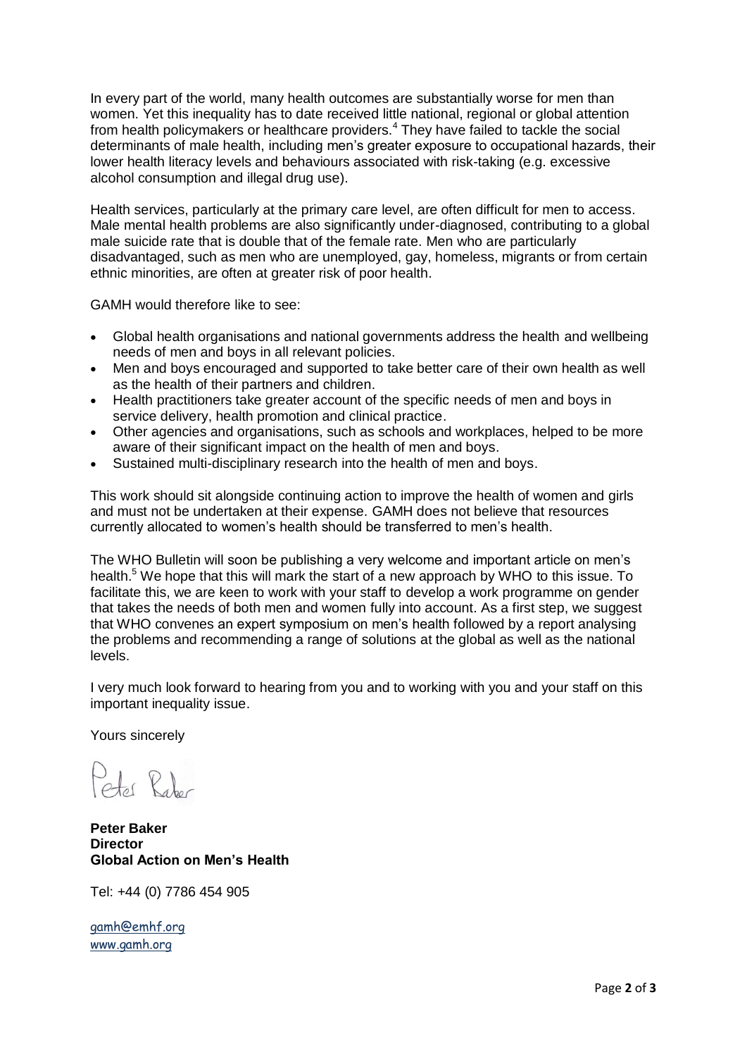In every part of the world, many health outcomes are substantially worse for men than women. Yet this inequality has to date received little national, regional or global attention from health policymakers or healthcare providers.[4] They have failed to tackle the social determinants of male health, including men's greater exposure to occupational hazards, their lower health literacy levels and behaviours associated with risk-taking (e.g. excessive alcohol consumption and illegal drug use).

Health services, particularly at the primary care level, are often difficult for men to access. Male mental health problems are also significantly under-diagnosed, contributing to a global male suicide rate that is double that of the female rate. Men who are particularly disadvantaged, such as men who are unemployed, gay, homeless, migrants or from certain ethnic minorities, are often at greater risk of poor health.

GAMH would therefore like to see:

- Global health organisations and national governments address the health and wellbeing needs of men and boys in all relevant policies.
- Men and boys encouraged and supported to take better care of their own health as well as the health of their partners and children.
- Health practitioners take greater account of the specific needs of men and boys in service delivery, health promotion and clinical practice.
- Other agencies and organisations, such as schools and workplaces, helped to be more aware of their significant impact on the health of men and boys.
- Sustained multi-disciplinary research into the health of men and boys.

This work should sit alongside continuing action to improve the health of women and girls and must not be undertaken at their expense. GAMH does not believe that resources currently allocated to women's health should be transferred to men's health.

The WHO Bulletin will soon be publishing a very welcome and important article on men's health.[5] We hope that this will mark the start of a new approach by WHO to this issue. To facilitate this, we are keen to work with your staff to develop a work programme on gender that takes the needs of both men and women fully into account. As a first step, we suggest that WHO convenes an expert symposium on men's health followed by a report analysing the problems and recommending a range of solutions at the global as well as the national levels.

I very much look forward to hearing from you and to working with you and your staff on this important inequality issue.

Yours sincerely

Peter Baker

**Peter Baker**
**Director**
**Global Action on Men's Health**

Tel: +44 (0) 7786 454 905

gamh@emhf.org
www.gamh.org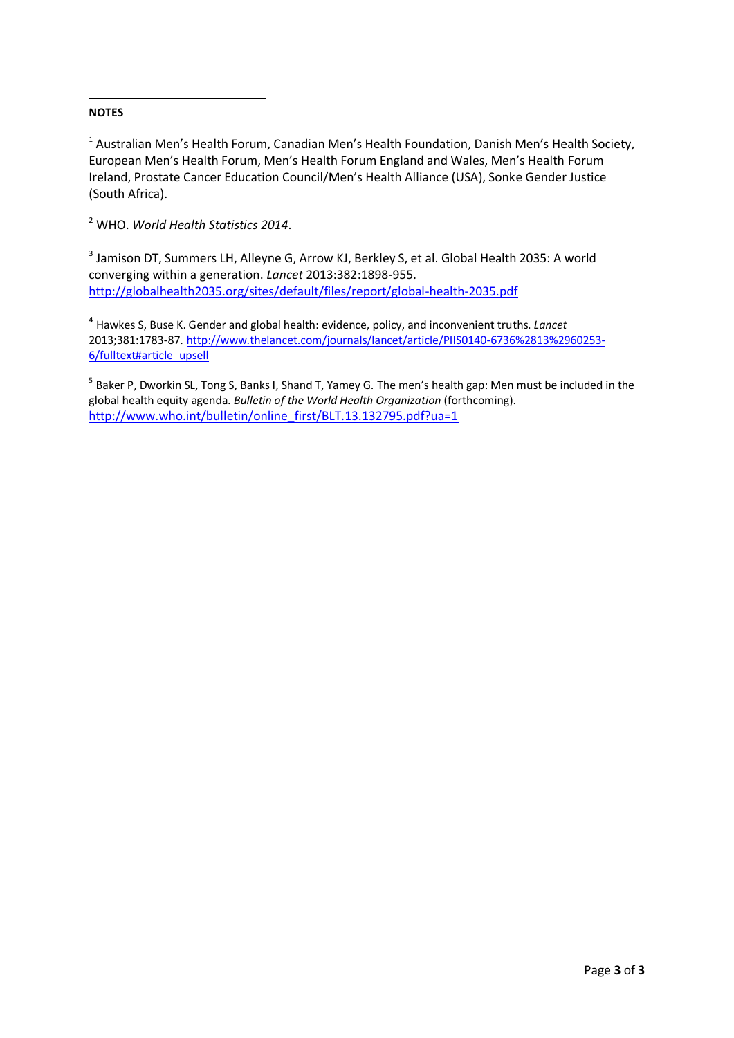**NOTES**

[1] Australian Men's Health Forum, Canadian Men's Health Foundation, Danish Men's Health Society, European Men's Health Forum, Men's Health Forum England and Wales, Men's Health Forum Ireland, Prostate Cancer Education Council/Men's Health Alliance (USA), Sonke Gender Justice (South Africa).

[2] WHO. *World Health Statistics 2014*.

[3] Jamison DT, Summers LH, Alleyne G, Arrow KJ, Berkley S, et al. Global Health 2035: A world converging within a generation. *Lancet* 2013:382:1898-955. http://globalhealth2035.org/sites/default/files/report/global-health-2035.pdf

[4] Hawkes S, Buse K. Gender and global health: evidence, policy, and inconvenient truths. *Lancet* 2013;381:1783-87. http://www.thelancet.com/journals/lancet/article/PIIS0140-6736%2813%2960253-6/fulltext#article_upsell

[5] Baker P, Dworkin SL, Tong S, Banks I, Shand T, Yamey G. The men's health gap: Men must be included in the global health equity agenda. *Bulletin of the World Health Organization* (forthcoming). http://www.who.int/bulletin/online_first/BLT.13.132795.pdf?ua=1